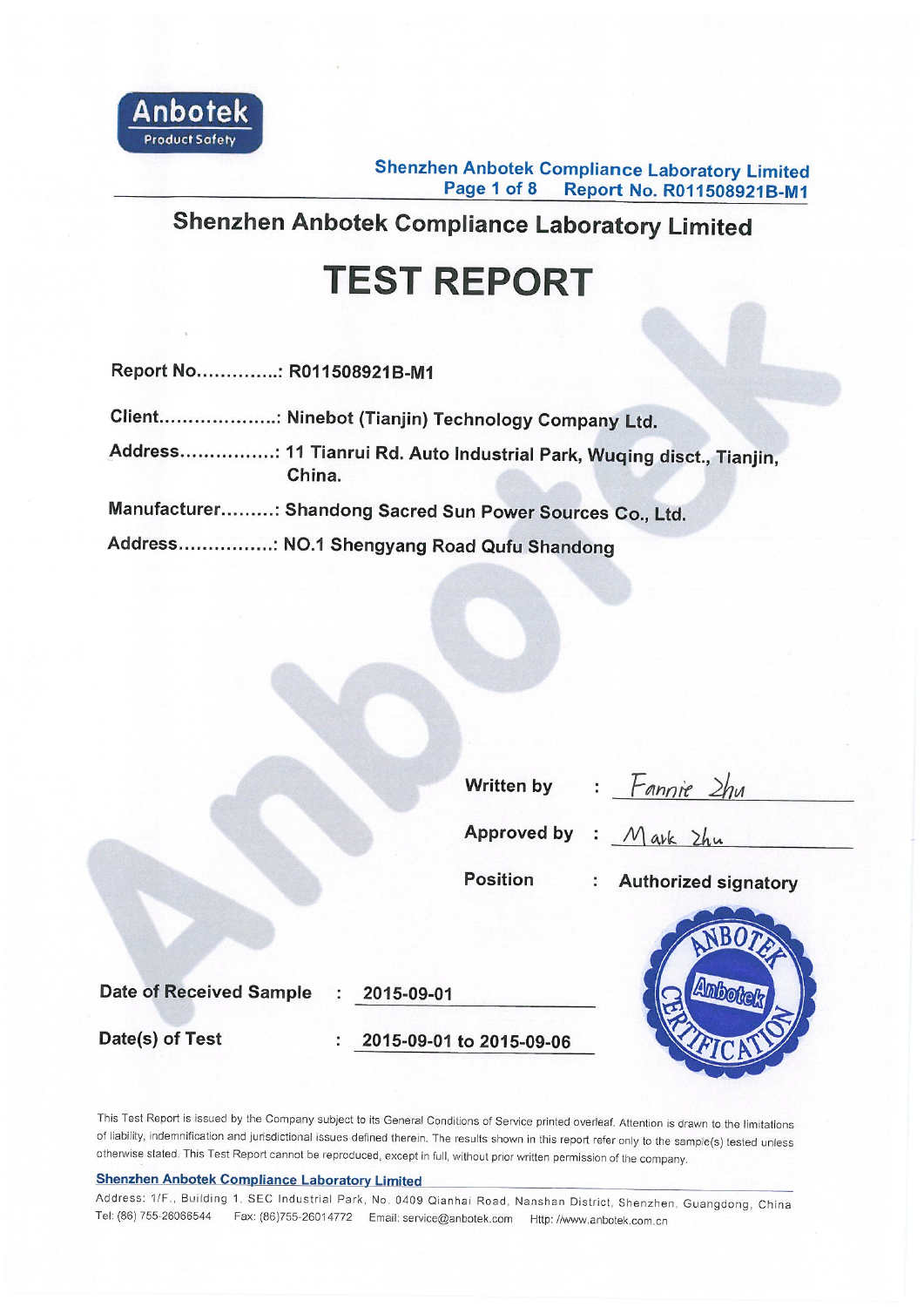# Shenzhen Anbotek Compliance Laboratory Limited

# TEST REPORT

Report No.............: R011508921B-M1

Client...................: Ninebot (Tianjin) Technology Company Ltd.

Address................: 11 Tianrui Rd. Auto Industrial Park, Wuqing disct., Tianjin, China.

Manufacturer.........: Shandong Sacred Sun Power Sources Co., Ltd.

Address................: NO.1 Shengyang Road Qufu Shandong

Written by : Fannie Zhu

Approved by : Mark Zhu

Position : Authorized signatory

Date of Received Sample : 2015-09-01

Date(s) of Test : 2015-09-01 to 2015-09-06

This Test Report is issued by the Company subject to its General Conditions of Service printed overleaf. Attention is drawn to the limitations of liability, indemnification and jurisdictional issues defined therein. The results shown in this report refer only to the sample(s) tested unless otherwise stated. This Test Report cannot be reproduced, except in full, without prior written permission of the company.

**Shenzhen Anbotek Compliance Laboratory Limited**

Address: 1/F., Building 1, SEC Industrial Park, No. 0409 Qianhai Road, Nanshan District, Shenzhen, Guangdong, China
Tel: (86) 755-26066544 Fax: (86)755-26014772 Email: service@anbotek.com Http: //www.anbotek.com.cn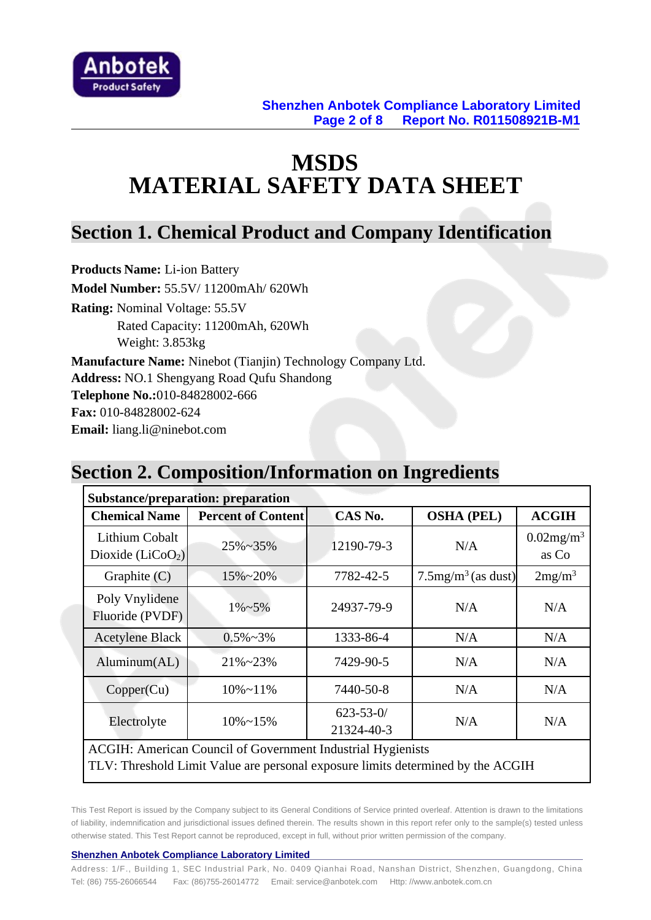# MSDS
# MATERIAL SAFETY DATA SHEET

## Section 1. Chemical Product and Company Identification

**Products Name:** Li-ion Battery

**Model Number:** 55.5V/ 11200mAh/ 620Wh

**Rating:** Nominal Voltage: 55.5V

Rated Capacity: 11200mAh, 620Wh

Weight: 3.853kg

**Manufacture Name:** Ninebot (Tianjin) Technology Company Ltd.

**Address:** NO.1 Shengyang Road Qufu Shandong

**Telephone No.:**010-84828002-666

**Fax:** 010-84828002-624

**Email:** liang.li@ninebot.com

## Section 2. Composition/Information on Ingredients

| Substance/preparation: preparation | | | | |
|---|---|---|---|---|
| **Chemical Name** | **Percent of Content** | **CAS No.** | **OSHA (PEL)** | **ACGIH** |
| Lithium Cobalt Dioxide ($LiCoO_2$) | 25%~35% | 12190-79-3 | N/A | 0.02mg/m$^3$ as Co |
| Graphite (C) | 15%~20% | 7782-42-5 | 7.5mg/m$^3$ (as dust) | 2mg/m$^3$ |
| Poly Vnylidene Fluoride (PVDF) | 1%~5% | 24937-79-9 | N/A | N/A |
| Acetylene Black | 0.5%~3% | 1333-86-4 | N/A | N/A |
| Aluminum(AL) | 21%~23% | 7429-90-5 | N/A | N/A |
| Copper(Cu) | 10%~11% | 7440-50-8 | N/A | N/A |
| Electrolyte | 10%~15% | 623-53-0/ 21324-40-3 | N/A | N/A |

ACGIH: American Council of Government Industrial Hygienists

TLV: Threshold Limit Value are personal exposure limits determined by the ACGIH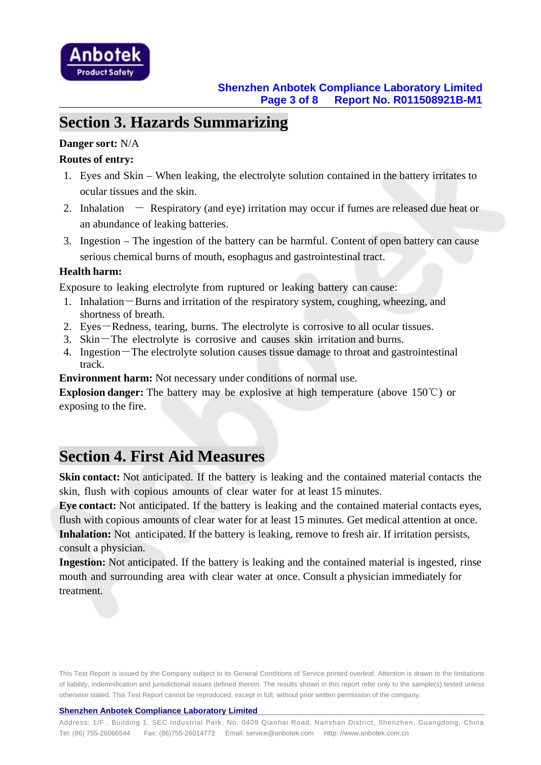# Section 3. Hazards Summarizing

**Danger sort:** N/A

**Routes of entry:**

1. Eyes and Skin – When leaking, the electrolyte solution contained in the battery irritates to ocular tissues and the skin.
2. Inhalation — Respiratory (and eye) irritation may occur if fumes are released due heat or an abundance of leaking batteries.
3. Ingestion – The ingestion of the battery can be harmful. Content of open battery can cause serious chemical burns of mouth, esophagus and gastrointestinal tract.

**Health harm:**

Exposure to leaking electrolyte from ruptured or leaking battery can cause:

1. Inhalation—Burns and irritation of the respiratory system, coughing, wheezing, and shortness of breath.
2. Eyes—Redness, tearing, burns. The electrolyte is corrosive to all ocular tissues.
3. Skin—The electrolyte is corrosive and causes skin irritation and burns.
4. Ingestion—The electrolyte solution causes tissue damage to throat and gastrointestinal track.

**Environment harm:** Not necessary under conditions of normal use.

**Explosion danger:** The battery may be explosive at high temperature (above 150℃) or exposing to the fire.

# Section 4. First Aid Measures

**Skin contact:** Not anticipated. If the battery is leaking and the contained material contacts the skin, flush with copious amounts of clear water for at least 15 minutes.

**Eye contact:** Not anticipated. If the battery is leaking and the contained material contacts eyes, flush with copious amounts of clear water for at least 15 minutes. Get medical attention at once.

**Inhalation:** Not anticipated. If the battery is leaking, remove to fresh air. If irritation persists, consult a physician.

**Ingestion:** Not anticipated. If the battery is leaking and the contained material is ingested, rinse mouth and surrounding area with clear water at once. Consult a physician immediately for treatment.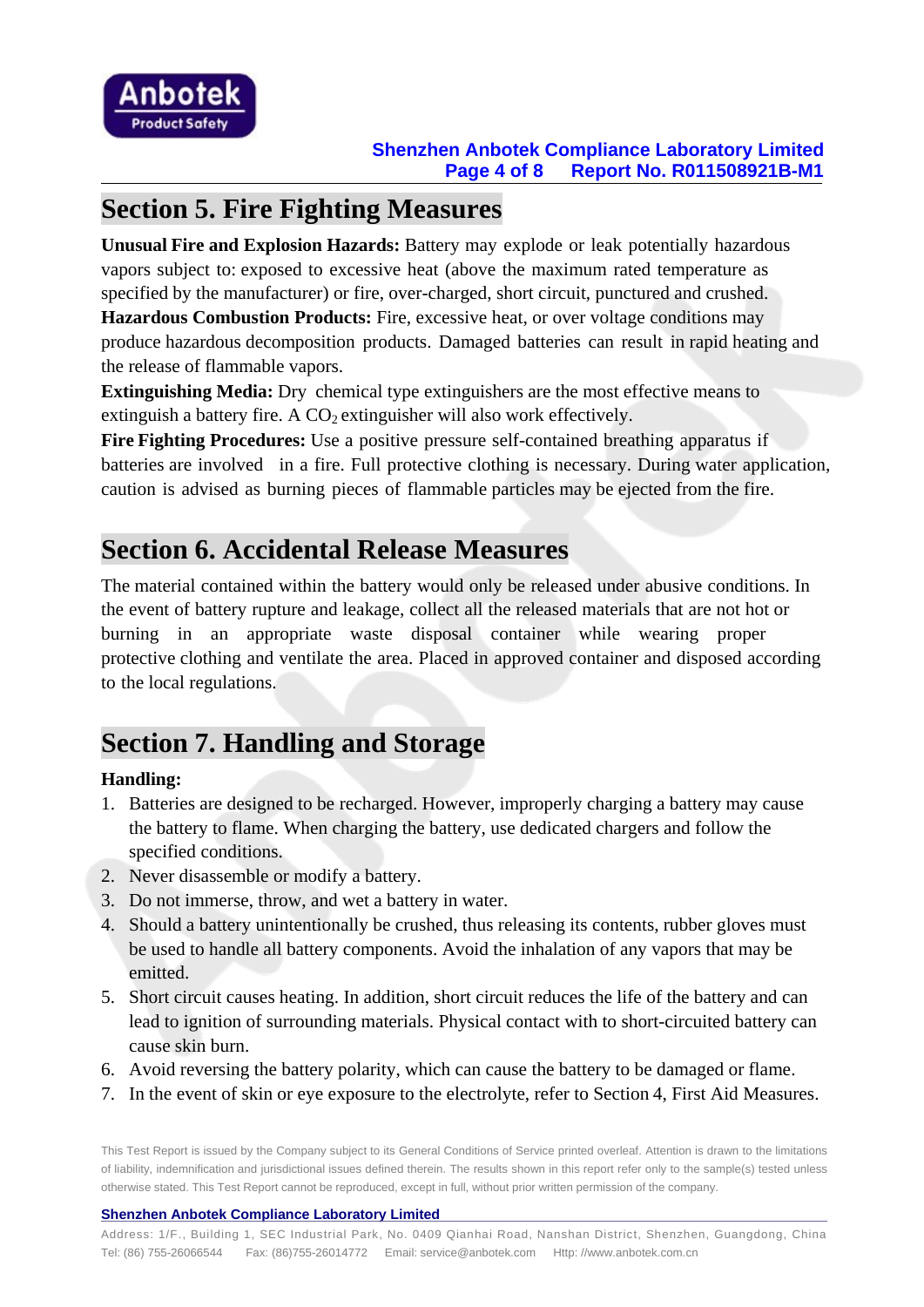## Section 5. Fire Fighting Measures

**Unusual Fire and Explosion Hazards:** Battery may explode or leak potentially hazardous vapors subject to: exposed to excessive heat (above the maximum rated temperature as specified by the manufacturer) or fire, over-charged, short circuit, punctured and crushed.
**Hazardous Combustion Products:** Fire, excessive heat, or over voltage conditions may produce hazardous decomposition products. Damaged batteries can result in rapid heating and the release of flammable vapors.
**Extinguishing Media:** Dry chemical type extinguishers are the most effective means to extinguish a battery fire. A $CO_2$ extinguisher will also work effectively.
**Fire Fighting Procedures:** Use a positive pressure self-contained breathing apparatus if batteries are involved in a fire. Full protective clothing is necessary. During water application, caution is advised as burning pieces of flammable particles may be ejected from the fire.

## Section 6. Accidental Release Measures

The material contained within the battery would only be released under abusive conditions. In the event of battery rupture and leakage, collect all the released materials that are not hot or burning in an appropriate waste disposal container while wearing proper protective clothing and ventilate the area. Placed in approved container and disposed according to the local regulations.

## Section 7. Handling and Storage

**Handling:**

1. Batteries are designed to be recharged. However, improperly charging a battery may cause the battery to flame. When charging the battery, use dedicated chargers and follow the specified conditions.
2. Never disassemble or modify a battery.
3. Do not immerse, throw, and wet a battery in water.
4. Should a battery unintentionally be crushed, thus releasing its contents, rubber gloves must be used to handle all battery components. Avoid the inhalation of any vapors that may be emitted.
5. Short circuit causes heating. In addition, short circuit reduces the life of the battery and can lead to ignition of surrounding materials. Physical contact with to short-circuited battery can cause skin burn.
6. Avoid reversing the battery polarity, which can cause the battery to be damaged or flame.
7. In the event of skin or eye exposure to the electrolyte, refer to Section 4, First Aid Measures.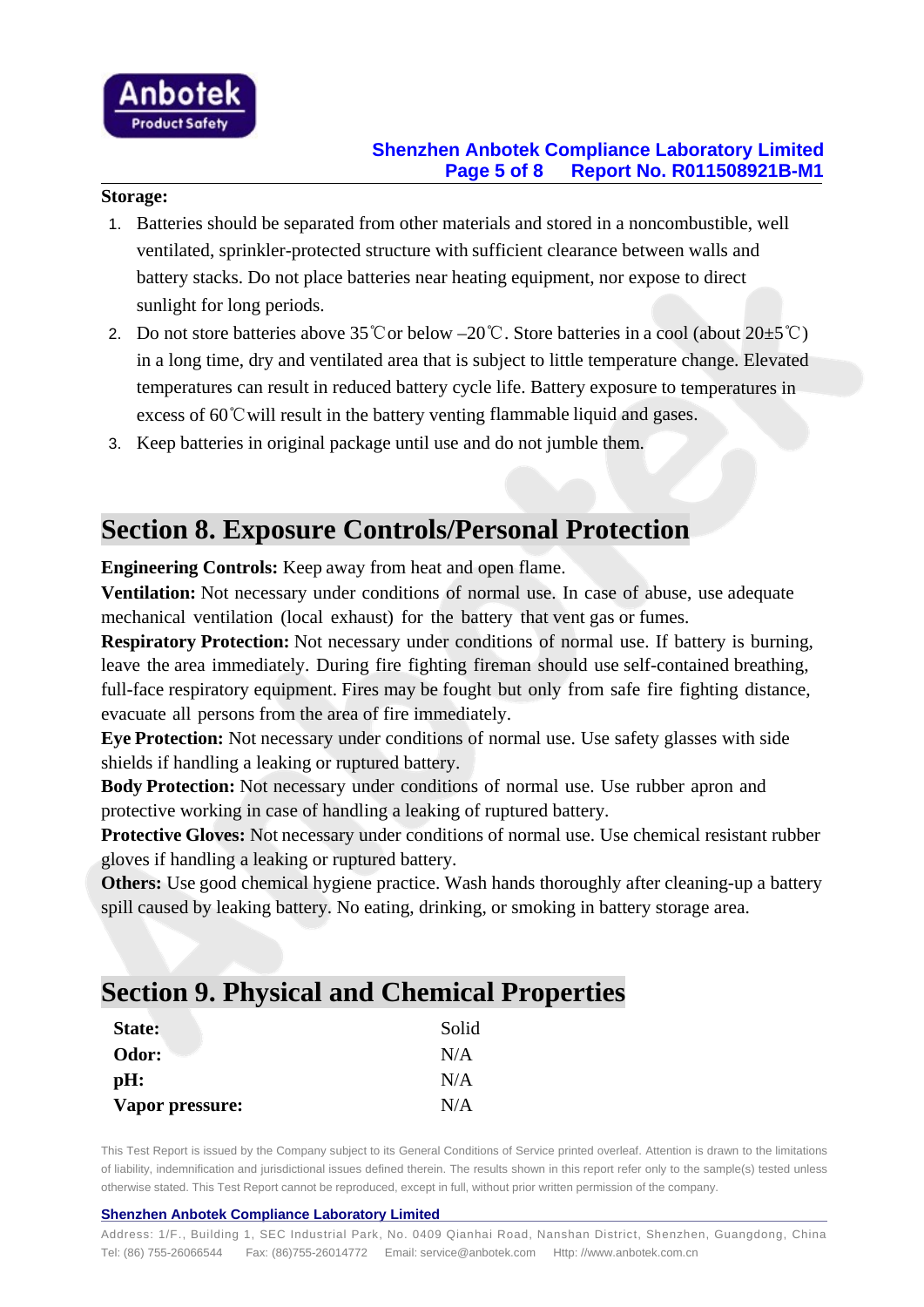**Storage:**

1. Batteries should be separated from other materials and stored in a noncombustible, well ventilated, sprinkler-protected structure with sufficient clearance between walls and battery stacks. Do not place batteries near heating equipment, nor expose to direct sunlight for long periods.
2. Do not store batteries above 35℃or below –20℃. Store batteries in a cool (about 20±5℃) in a long time, dry and ventilated area that is subject to little temperature change. Elevated temperatures can result in reduced battery cycle life. Battery exposure to temperatures in excess of 60℃will result in the battery venting flammable liquid and gases.
3. Keep batteries in original package until use and do not jumble them.

## Section 8. Exposure Controls/Personal Protection

**Engineering Controls:** Keep away from heat and open flame.
**Ventilation:** Not necessary under conditions of normal use. In case of abuse, use adequate mechanical ventilation (local exhaust) for the battery that vent gas or fumes.
**Respiratory Protection:** Not necessary under conditions of normal use. If battery is burning, leave the area immediately. During fire fighting fireman should use self-contained breathing, full-face respiratory equipment. Fires may be fought but only from safe fire fighting distance, evacuate all persons from the area of fire immediately.
**Eye Protection:** Not necessary under conditions of normal use. Use safety glasses with side shields if handling a leaking or ruptured battery.
**Body Protection:** Not necessary under conditions of normal use. Use rubber apron and protective working in case of handling a leaking of ruptured battery.
**Protective Gloves:** Not necessary under conditions of normal use. Use chemical resistant rubber gloves if handling a leaking or ruptured battery.
**Others:** Use good chemical hygiene practice. Wash hands thoroughly after cleaning-up a battery spill caused by leaking battery. No eating, drinking, or smoking in battery storage area.

## Section 9. Physical and Chemical Properties

| | |
|---|---|
| **State:** | Solid |
| **Odor:** | N/A |
| **pH:** | N/A |
| **Vapor pressure:** | N/A |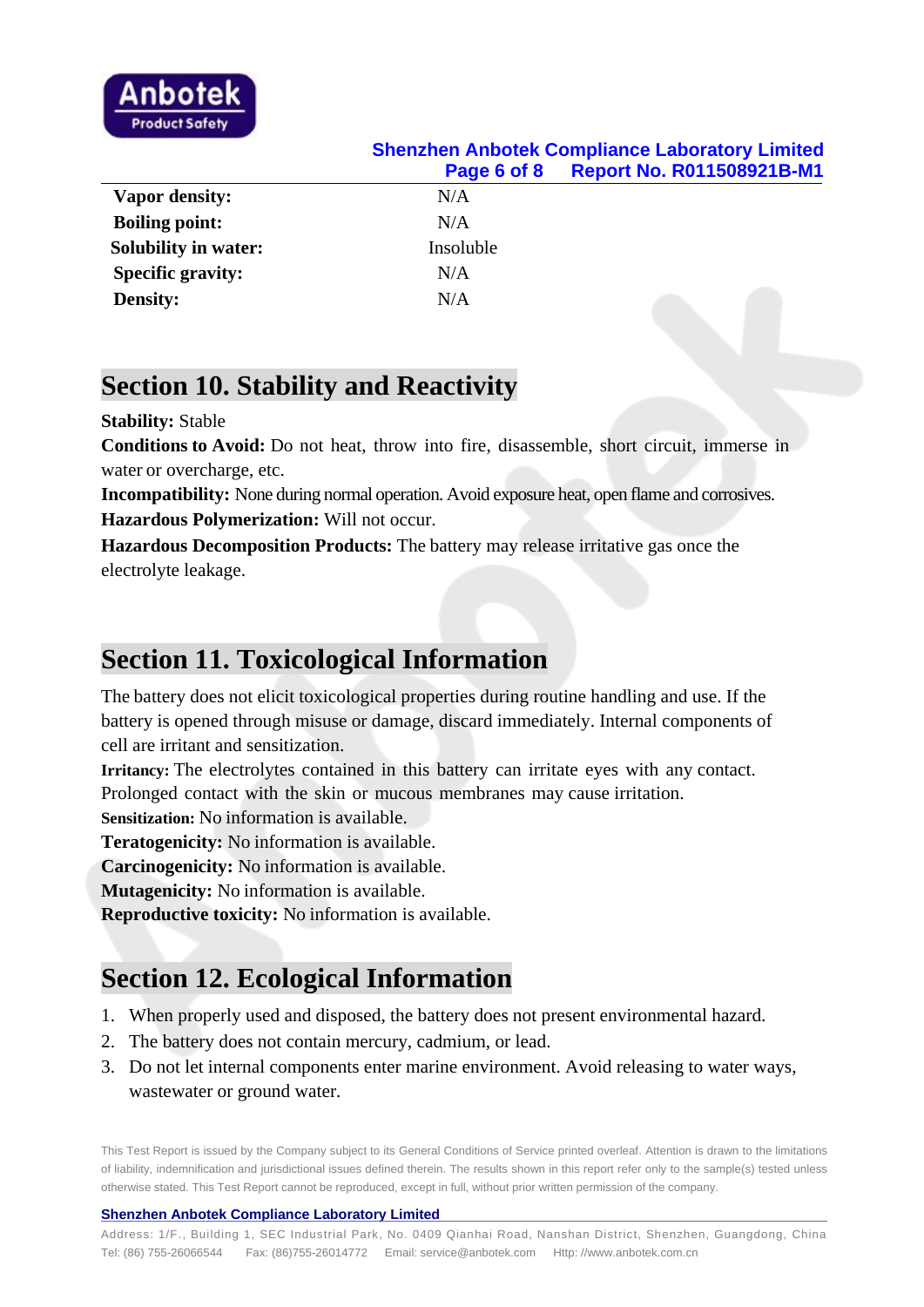| | |
|---|---|
| **Vapor density:** | N/A |
| **Boiling point:** | N/A |
| **Solubility in water:** | Insoluble |
| **Specific gravity:** | N/A |
| **Density:** | N/A |

## Section 10. Stability and Reactivity

**Stability:** Stable

**Conditions to Avoid:** Do not heat, throw into fire, disassemble, short circuit, immerse in water or overcharge, etc.

**Incompatibility:** None during normal operation. Avoid exposure heat, open flame and corrosives.

**Hazardous Polymerization:** Will not occur.

**Hazardous Decomposition Products:** The battery may release irritative gas once the electrolyte leakage.

## Section 11. Toxicological Information

The battery does not elicit toxicological properties during routine handling and use. If the battery is opened through misuse or damage, discard immediately. Internal components of cell are irritant and sensitization.

**Irritancy:** The electrolytes contained in this battery can irritate eyes with any contact. Prolonged contact with the skin or mucous membranes may cause irritation.

**Sensitization:** No information is available.

**Teratogenicity:** No information is available.

**Carcinogenicity:** No information is available.

**Mutagenicity:** No information is available.

**Reproductive toxicity:** No information is available.

## Section 12. Ecological Information

1. When properly used and disposed, the battery does not present environmental hazard.
2. The battery does not contain mercury, cadmium, or lead.
3. Do not let internal components enter marine environment. Avoid releasing to water ways, wastewater or ground water.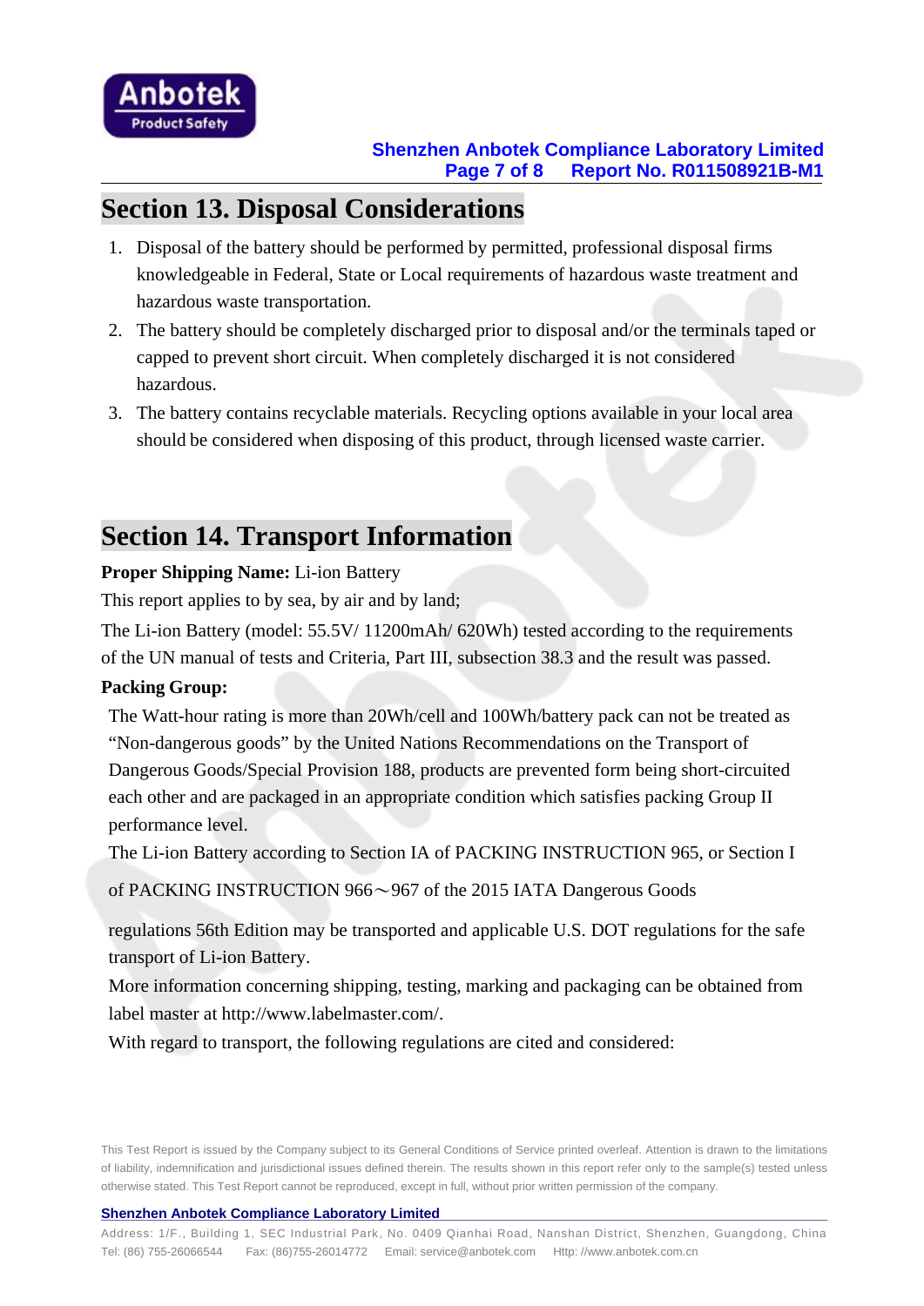## Section 13. Disposal Considerations

1. Disposal of the battery should be performed by permitted, professional disposal firms knowledgeable in Federal, State or Local requirements of hazardous waste treatment and hazardous waste transportation.
2. The battery should be completely discharged prior to disposal and/or the terminals taped or capped to prevent short circuit. When completely discharged it is not considered hazardous.
3. The battery contains recyclable materials. Recycling options available in your local area should be considered when disposing of this product, through licensed waste carrier.

## Section 14. Transport Information

**Proper Shipping Name:** Li-ion Battery

This report applies to by sea, by air and by land;

The Li-ion Battery (model: 55.5V/ 11200mAh/ 620Wh) tested according to the requirements of the UN manual of tests and Criteria, Part III, subsection 38.3 and the result was passed.

**Packing Group:**

The Watt-hour rating is more than 20Wh/cell and 100Wh/battery pack can not be treated as "Non-dangerous goods" by the United Nations Recommendations on the Transport of Dangerous Goods/Special Provision 188, products are prevented form being short-circuited each other and are packaged in an appropriate condition which satisfies packing Group II performance level.

The Li-ion Battery according to Section IA of PACKING INSTRUCTION 965, or Section I of PACKING INSTRUCTION 966～967 of the 2015 IATA Dangerous Goods regulations 56th Edition may be transported and applicable U.S. DOT regulations for the safe transport of Li-ion Battery.

More information concerning shipping, testing, marking and packaging can be obtained from label master at http://www.labelmaster.com/.

With regard to transport, the following regulations are cited and considered: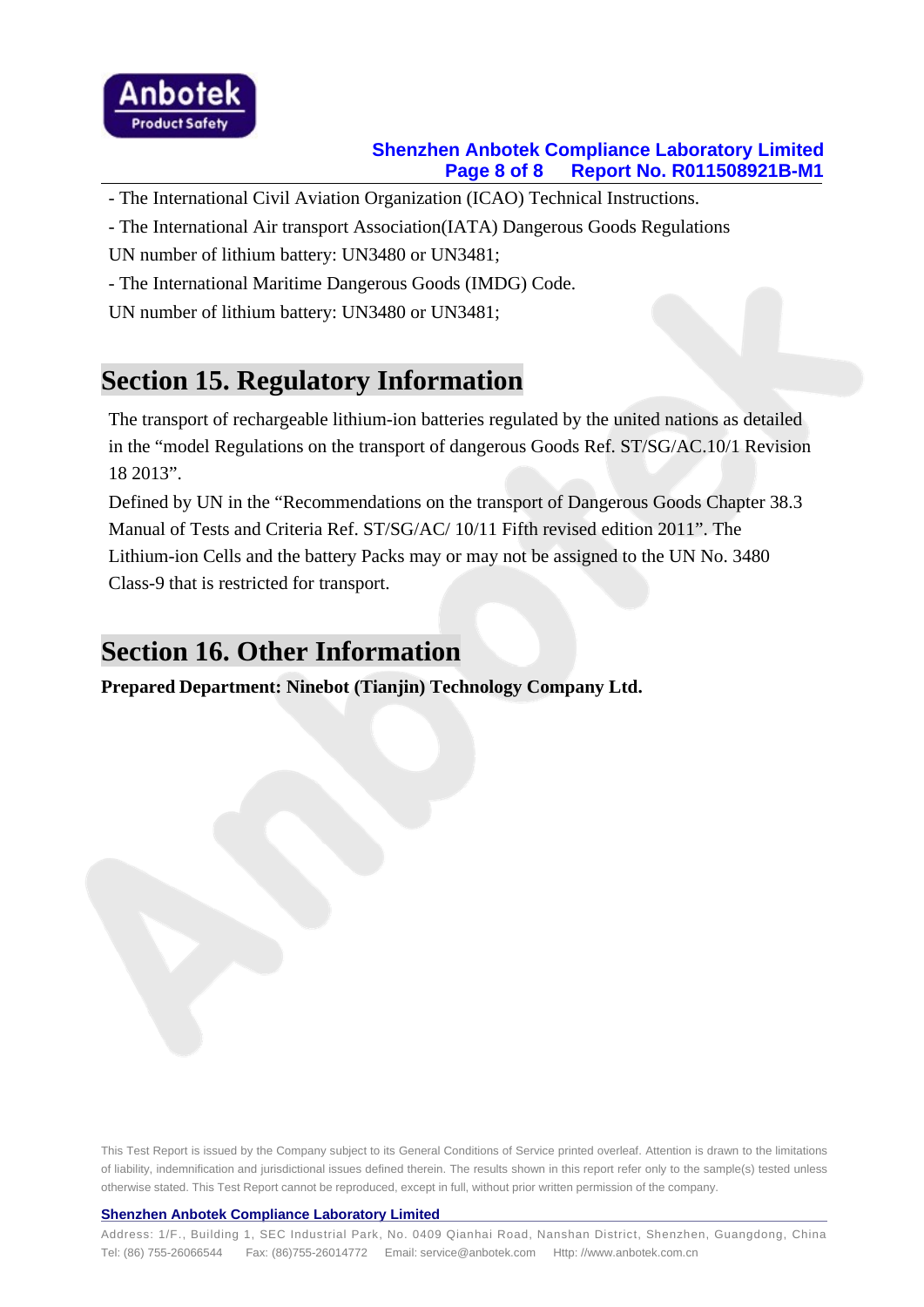- The International Civil Aviation Organization (ICAO) Technical Instructions.

- The International Air transport Association(IATA) Dangerous Goods Regulations

UN number of lithium battery: UN3480 or UN3481;

- The International Maritime Dangerous Goods (IMDG) Code.

UN number of lithium battery: UN3480 or UN3481;

## Section 15. Regulatory Information

The transport of rechargeable lithium-ion batteries regulated by the united nations as detailed in the “model Regulations on the transport of dangerous Goods Ref. ST/SG/AC.10/1 Revision 18 2013”.

Defined by UN in the “Recommendations on the transport of Dangerous Goods Chapter 38.3 Manual of Tests and Criteria Ref. ST/SG/AC/ 10/11 Fifth revised edition 2011”. The Lithium-ion Cells and the battery Packs may or may not be assigned to the UN No. 3480 Class-9 that is restricted for transport.

## Section 16. Other Information

**Prepared Department: Ninebot (Tianjin) Technology Company Ltd.**

This Test Report is issued by the Company subject to its General Conditions of Service printed overleaf. Attention is drawn to the limitations of liability, indemnification and jurisdictional issues defined therein. The results shown in this report refer only to the sample(s) tested unless otherwise stated. This Test Report cannot be reproduced, except in full, without prior written permission of the company.